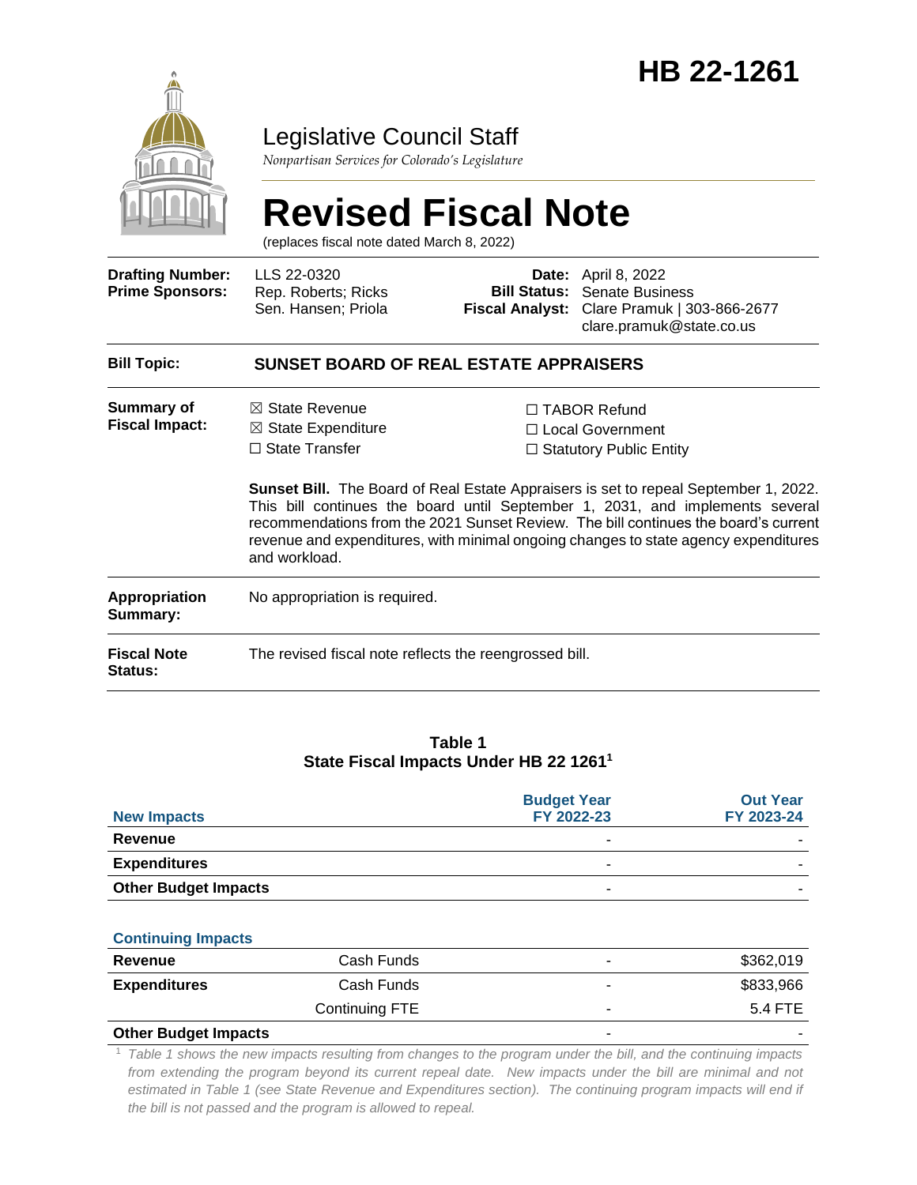# HB 22-1261

Legislative Council Staff

*Nonpartisan Services for Colorado's Legislature*

# Revised Fiscal Note

(replaces fiscal note dated March 8, 2022)

| | | | |
|---|---|---|---|
| **Drafting Number:** | LLS 22-0320 | **Date:** | April 8, 2022 |
| **Prime Sponsors:** | Rep. Roberts; Ricks<br>Sen. Hansen; Priola | **Bill Status:** | Senate Business |
| | | **Fiscal Analyst:** | Clare Pramuk \| 303-866-2677<br>clare.pramuk@state.co.us |

| | |
|---|---|
| **Bill Topic:** | **SUNSET BOARD OF REAL ESTATE APPRAISERS** |
| **Summary of Fiscal Impact:** | ☒ State Revenue<br>☒ State Expenditure<br>☐ State Transfer<br>☐ TABOR Refund<br>☐ Local Government<br>☐ Statutory Public Entity<br><br>**Sunset Bill.** The Board of Real Estate Appraisers is set to repeal September 1, 2022. This bill continues the board until September 1, 2031, and implements several recommendations from the 2021 Sunset Review. The bill continues the board's current revenue and expenditures, with minimal ongoing changes to state agency expenditures and workload. |
| **Appropriation Summary:** | No appropriation is required. |
| **Fiscal Note Status:** | The revised fiscal note reflects the reengrossed bill. |

**Table 1**
**State Fiscal Impacts Under HB 22 1261[1]**

| **New Impacts** | | **Budget Year FY 2022-23** | **Out Year FY 2023-24** |
|---|---|---|---|
| **Revenue** | | - | - |
| **Expenditures** | | - | - |
| **Other Budget Impacts** | | - | - |
| **Continuing Impacts** | | | |
| **Revenue** | Cash Funds | - | $362,019 |
| **Expenditures** | Cash Funds | - | $833,966 |
| | Continuing FTE | - | 5.4 FTE |
| **Other Budget Impacts** | | - | - |

[1] *Table 1 shows the new impacts resulting from changes to the program under the bill, and the continuing impacts from extending the program beyond its current repeal date. New impacts under the bill are minimal and not estimated in Table 1 (see State Revenue and Expenditures section). The continuing program impacts will end if the bill is not passed and the program is allowed to repeal.*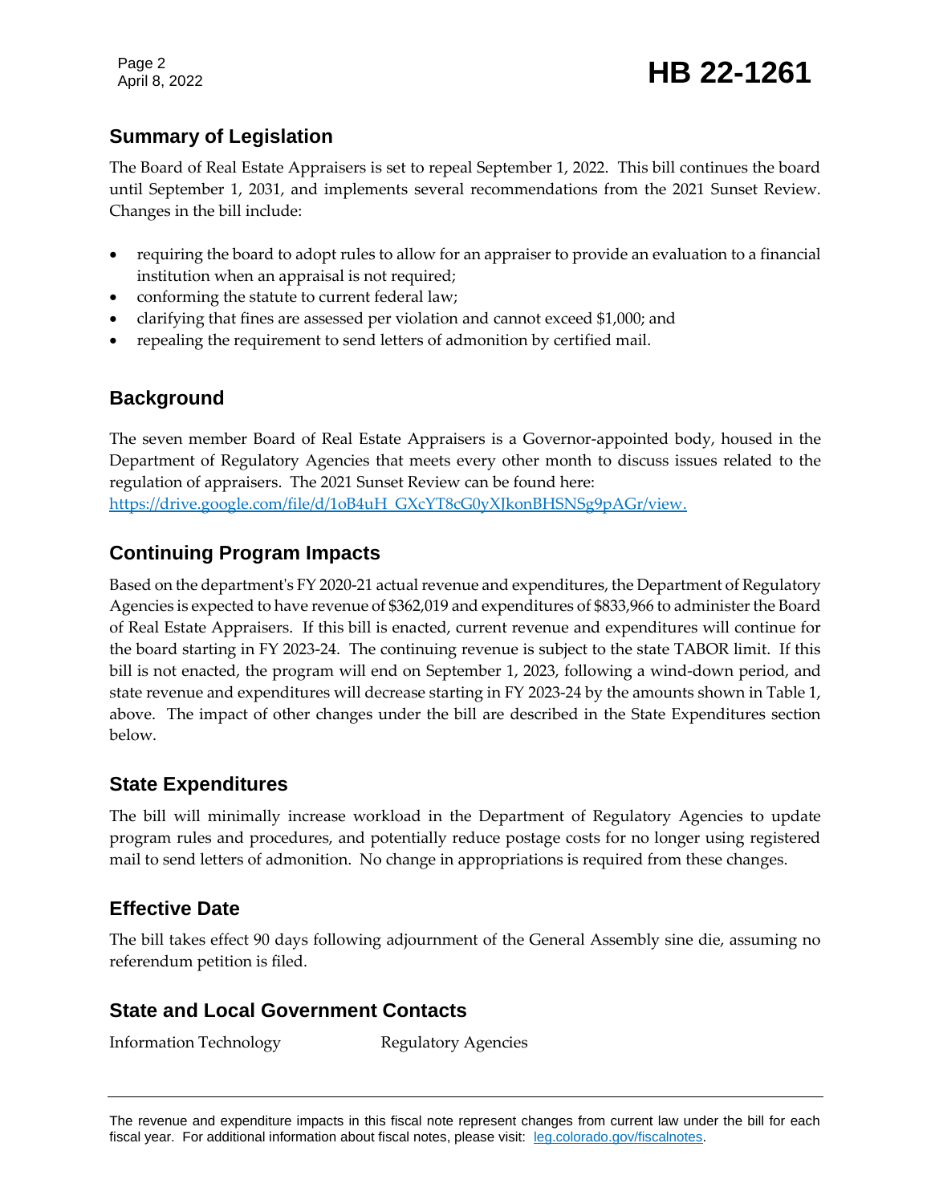## Summary of Legislation

The Board of Real Estate Appraisers is set to repeal September 1, 2022. This bill continues the board until September 1, 2031, and implements several recommendations from the 2021 Sunset Review. Changes in the bill include:

- requiring the board to adopt rules to allow for an appraiser to provide an evaluation to a financial institution when an appraisal is not required;
- conforming the statute to current federal law;
- clarifying that fines are assessed per violation and cannot exceed $1,000; and
- repealing the requirement to send letters of admonition by certified mail.

## Background

The seven member Board of Real Estate Appraisers is a Governor-appointed body, housed in the Department of Regulatory Agencies that meets every other month to discuss issues related to the regulation of appraisers. The 2021 Sunset Review can be found here: https://drive.google.com/file/d/1oB4uH_GXcYT8cG0yXJkonBHSNSg9pAGr/view.

## Continuing Program Impacts

Based on the department's FY 2020-21 actual revenue and expenditures, the Department of Regulatory Agencies is expected to have revenue of $362,019 and expenditures of $833,966 to administer the Board of Real Estate Appraisers. If this bill is enacted, current revenue and expenditures will continue for the board starting in FY 2023-24. The continuing revenue is subject to the state TABOR limit. If this bill is not enacted, the program will end on September 1, 2023, following a wind-down period, and state revenue and expenditures will decrease starting in FY 2023-24 by the amounts shown in Table 1, above. The impact of other changes under the bill are described in the State Expenditures section below.

## State Expenditures

The bill will minimally increase workload in the Department of Regulatory Agencies to update program rules and procedures, and potentially reduce postage costs for no longer using registered mail to send letters of admonition. No change in appropriations is required from these changes.

## Effective Date

The bill takes effect 90 days following adjournment of the General Assembly sine die, assuming no referendum petition is filed.

## State and Local Government Contacts

Information Technology     Regulatory Agencies

The revenue and expenditure impacts in this fiscal note represent changes from current law under the bill for each fiscal year. For additional information about fiscal notes, please visit: leg.colorado.gov/fiscalnotes.